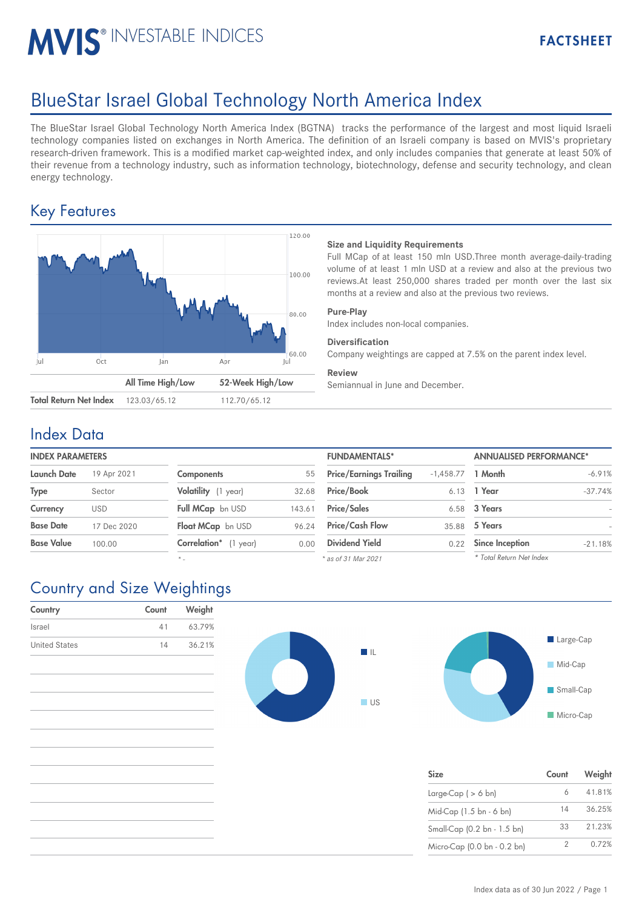# BlueStar Israel Global Technology North America Index

The BlueStar Israel Global Technology North America Index (BGTNA) tracks the performance of the largest and most liquid Israeli technology companies listed on exchanges in North America. The definition of an Israeli company is based on MVIS's proprietary research-driven framework. This is a modified market cap-weighted index, and only includes companies that generate at least 50% of their revenue from a technology industry, such as information technology, biotechnology, defense and security technology, and clean energy technology.

## Key Features

| | All Time High/Low | 52-Week High/Low |
|---|---|---|
| Total Return Net Index | 123.03/65.12 | 112.70/65.12 |

**Size and Liquidity Requirements**
Full MCap of at least 150 mln USD.Three month average-daily-trading volume of at least 1 mln USD at a review and also at the previous two reviews.At least 250,000 shares traded per month over the last six months at a review and also at the previous two reviews.

**Pure-Play**
Index includes non-local companies.

**Diversification**
Company weightings are capped at 7.5% on the parent index level.

**Review**
Semiannual in June and December.

## Index Data

**INDEX PARAMETERS**

| | |
|---|---|
| Launch Date | 19 Apr 2021 |
| Type | Sector |
| Currency | USD |
| Base Date | 17 Dec 2020 |
| Base Value | 100.00 |

| | |
|---|---|
| Components | 55 |
| Volatility (1 year) | 32.68 |
| Full MCap bn USD | 143.61 |
| Float MCap bn USD | 96.24 |
| Correlation* (1 year) | 0.00 |

\* -

**FUNDAMENTALS***

| | |
|---|---|
| Price/Earnings Trailing | -1,458.77 |
| Price/Book | 6.13 |
| Price/Sales | 6.58 |
| Price/Cash Flow | 35.88 |
| Dividend Yield | 0.22 |

*\* as of 31 Mar 2021*

**ANNUALISED PERFORMANCE***

| | |
|---|---|
| 1 Month | -6.91% |
| 1 Year | -37.74% |
| 3 Years | - |
| 5 Years | - |
| Since Inception | -21.18% |

*\* Total Return Net Index*

## Country and Size Weightings

| Country | Count | Weight |
|---|---|---|
| Israel | 41 | 63.79% |
| United States | 14 | 36.21% |

| Size | Count | Weight |
|---|---|---|
| Large-Cap ( > 6 bn) | 6 | 41.81% |
| Mid-Cap (1.5 bn - 6 bn) | 14 | 36.25% |
| Small-Cap (0.2 bn - 1.5 bn) | 33 | 21.23% |
| Micro-Cap (0.0 bn - 0.2 bn) | 2 | 0.72% |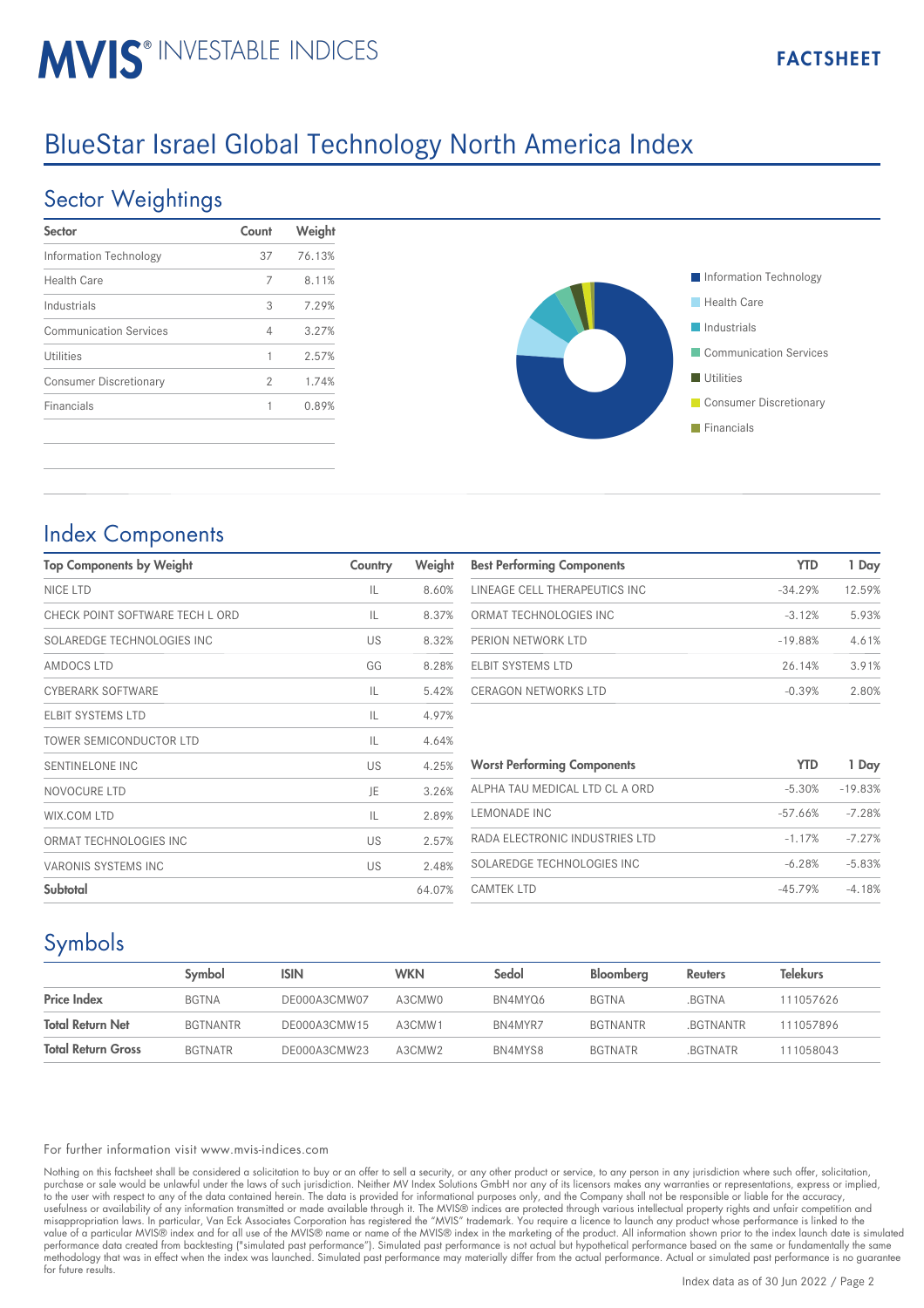# MVIS® INVESTABLE INDICES

FACTSHEET

# BlueStar Israel Global Technology North America Index

## Sector Weightings

| Sector | Count | Weight |
|---|---|---|
| Information Technology | 37 | 76.13% |
| Health Care | 7 | 8.11% |
| Industrials | 3 | 7.29% |
| Communication Services | 4 | 3.27% |
| Utilities | 1 | 2.57% |
| Consumer Discretionary | 2 | 1.74% |
| Financials | 1 | 0.89% |

Information Technology
Health Care
Industrials
Communication Services
Utilities
Consumer Discretionary
Financials

## Index Components

| Top Components by Weight | Country | Weight |
|---|---|---|
| NICE LTD | IL | 8.60% |
| CHECK POINT SOFTWARE TECH L ORD | IL | 8.37% |
| SOLAREDGE TECHNOLOGIES INC | US | 8.32% |
| AMDOCS LTD | GG | 8.28% |
| CYBERARK SOFTWARE | IL | 5.42% |
| ELBIT SYSTEMS LTD | IL | 4.97% |
| TOWER SEMICONDUCTOR LTD | IL | 4.64% |
| SENTINELONE INC | US | 4.25% |
| NOVOCURE LTD | JE | 3.26% |
| WIX.COM LTD | IL | 2.89% |
| ORMAT TECHNOLOGIES INC | US | 2.57% |
| VARONIS SYSTEMS INC | US | 2.48% |
| **Subtotal** | | 64.07% |

| Best Performing Components | YTD | 1 Day |
|---|---|---|
| LINEAGE CELL THERAPEUTICS INC | -34.29% | 12.59% |
| ORMAT TECHNOLOGIES INC | -3.12% | 5.93% |
| PERION NETWORK LTD | -19.88% | 4.61% |
| ELBIT SYSTEMS LTD | 26.14% | 3.91% |
| CERAGON NETWORKS LTD | -0.39% | 2.80% |

| Worst Performing Components | YTD | 1 Day |
|---|---|---|
| ALPHA TAU MEDICAL LTD CL A ORD | -5.30% | -19.83% |
| LEMONADE INC | -57.66% | -7.28% |
| RADA ELECTRONIC INDUSTRIES LTD | -1.17% | -7.27% |
| SOLAREDGE TECHNOLOGIES INC | -6.28% | -5.83% |
| CAMTEK LTD | -45.79% | -4.18% |

## Symbols

| | Symbol | ISIN | WKN | Sedol | Bloomberg | Reuters | Telekurs |
|---|---|---|---|---|---|---|---|
| **Price Index** | BGTNA | DE000A3CMW07 | A3CMW0 | BN4MYQ6 | BGTNA | .BGTNA | 111057626 |
| **Total Return Net** | BGTNANTR | DE000A3CMW15 | A3CMW1 | BN4MYR7 | BGTNANTR | .BGTNANTR | 111057896 |
| **Total Return Gross** | BGTNATR | DE000A3CMW23 | A3CMW2 | BN4MYS8 | BGTNATR | .BGTNATR | 111058043 |

For further information visit www.mvis-indices.com

Nothing on this factsheet shall be considered a solicitation to buy or an offer to sell a security, or any other product or service, to any person in any jurisdiction where such offer, solicitation, purchase or sale would be unlawful under the laws of such jurisdiction. Neither MV Index Solutions GmbH nor any of its licensors makes any warranties or representations, express or implied, to the user with respect to any of the data contained herein. The data is provided for informational purposes only, and the Company shall not be responsible or liable for the accuracy, usefulness or availability of any information transmitted or made available through it. The MVIS® indices are protected through various intellectual property rights and unfair competition and misappropriation laws. In particular, Van Eck Associates Corporation has registered the "MVIS" trademark. You require a licence to launch any product whose performance is linked to the value of a particular MVIS® index and for all use of the MVIS® name or name of the MVIS® index in the marketing of the product. All information shown prior to the index launch date is simulated performance data created from backtesting ("simulated past performance"). Simulated past performance is not actual but hypothetical performance based on the same or fundamentally the same methodology that was in effect when the index was launched. Simulated past performance may materially differ from the actual performance. Actual or simulated past performance is no guarantee for future results.

Index data as of 30 Jun 2022